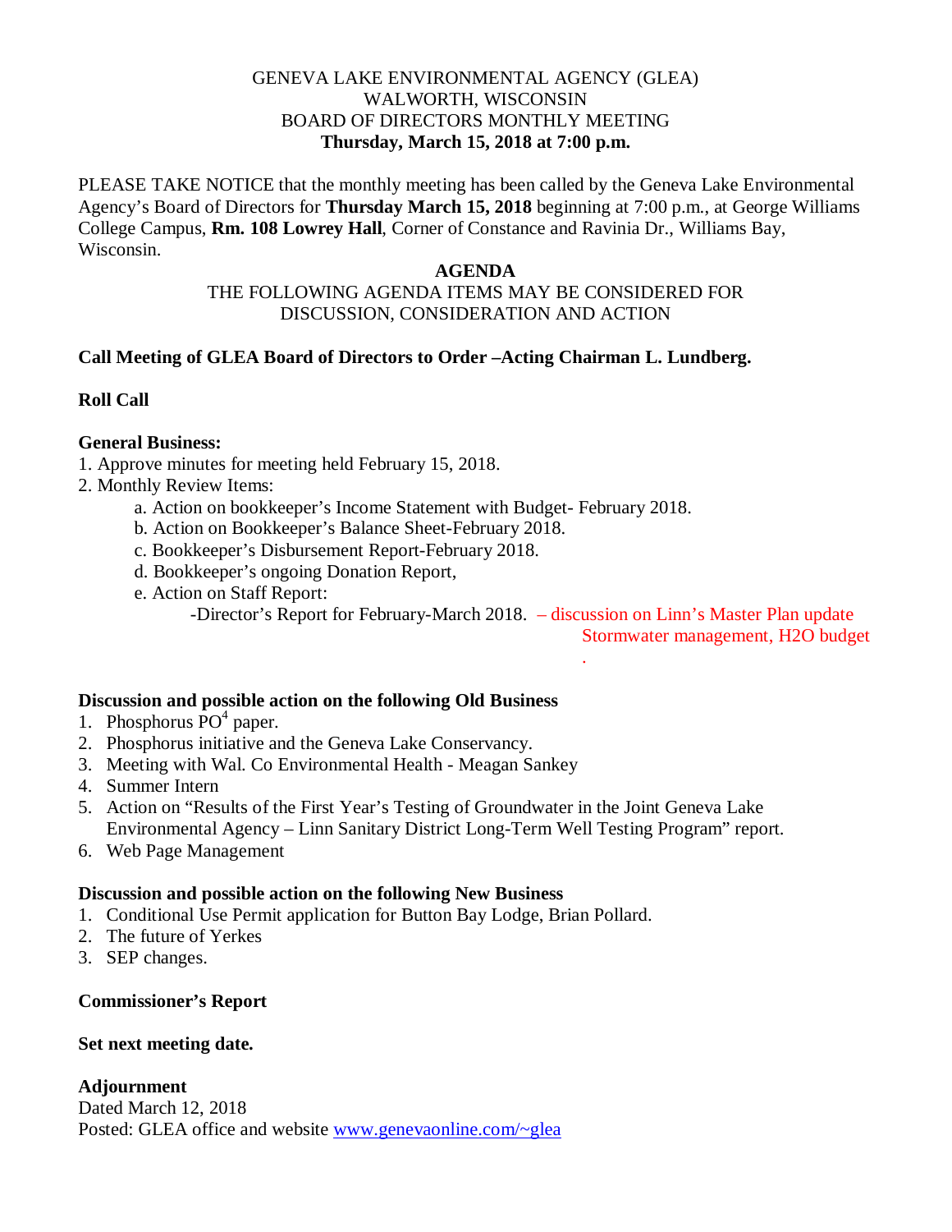GENEVA LAKE ENVIRONMENTAL AGENCY (GLEA)
WALWORTH, WISCONSIN
BOARD OF DIRECTORS MONTHLY MEETING
**Thursday, March 15, 2018 at 7:00 p.m.**

PLEASE TAKE NOTICE that the monthly meeting has been called by the Geneva Lake Environmental Agency's Board of Directors for **Thursday March 15, 2018** beginning at 7:00 p.m., at George Williams College Campus, **Rm. 108 Lowrey Hall**, Corner of Constance and Ravinia Dr., Williams Bay, Wisconsin.

**AGENDA**

THE FOLLOWING AGENDA ITEMS MAY BE CONSIDERED FOR DISCUSSION, CONSIDERATION AND ACTION

**Call Meeting of GLEA Board of Directors to Order –Acting Chairman L. Lundberg.**

**Roll Call**

**General Business:**

1. Approve minutes for meeting held February 15, 2018.
2. Monthly Review Items:
   a. Action on bookkeeper's Income Statement with Budget- February 2018.
   b. Action on Bookkeeper's Balance Sheet-February 2018.
   c. Bookkeeper's Disbursement Report-February 2018.
   d. Bookkeeper's ongoing Donation Report,
   e. Action on Staff Report:
      -Director's Report for February-March 2018. – discussion on Linn's Master Plan update
      Stormwater management, H2O budget
      .

**Discussion and possible action on the following Old Business**

1. Phosphorus $PO^4$ paper.
2. Phosphorus initiative and the Geneva Lake Conservancy.
3. Meeting with Wal. Co Environmental Health - Meagan Sankey
4. Summer Intern
5. Action on "Results of the First Year's Testing of Groundwater in the Joint Geneva Lake Environmental Agency – Linn Sanitary District Long-Term Well Testing Program" report.
6. Web Page Management

**Discussion and possible action on the following New Business**

1. Conditional Use Permit application for Button Bay Lodge, Brian Pollard.
2. The future of Yerkes
3. SEP changes.

**Commissioner's Report**

**Set next meeting date.**

**Adjournment**

Dated March 12, 2018
Posted: GLEA office and website www.genevaonline.com/~glea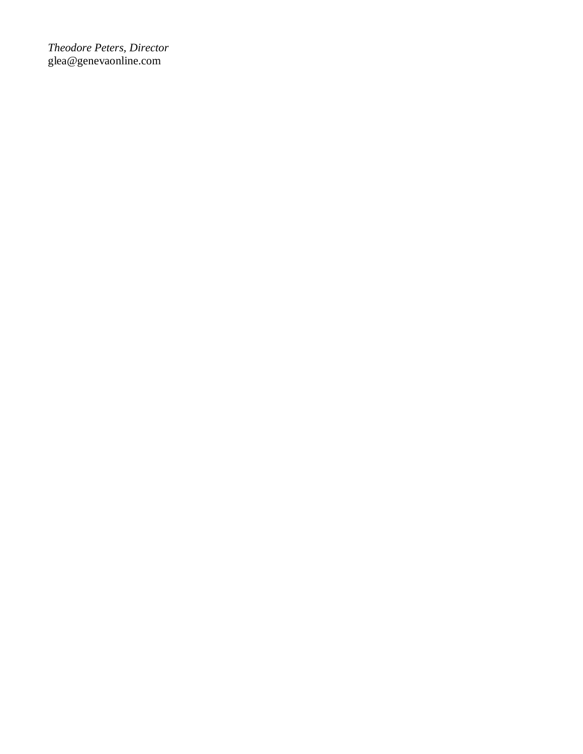*Theodore Peters, Director*
glea@genevaonline.com